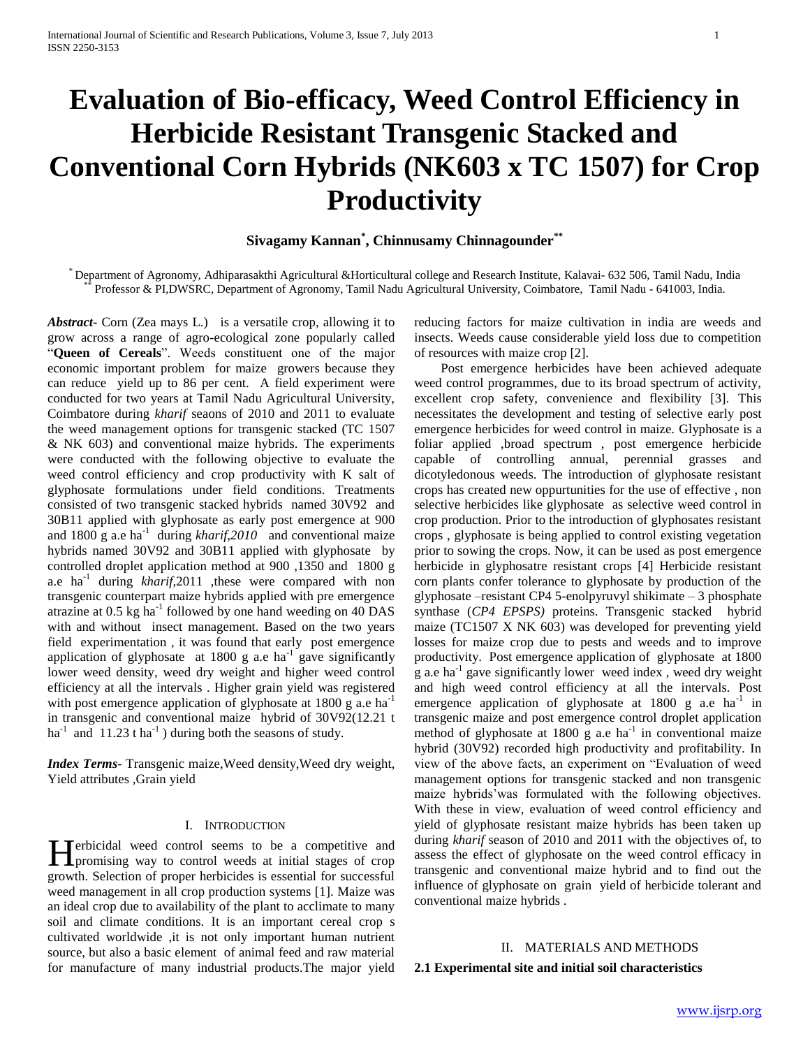# Evaluation of Bio-efficacy, Weed Control Efficiency in Herbicide Resistant Transgenic Stacked and Conventional Corn Hybrids (NK603 x TC 1507) for Crop Productivity

**Sivagamy Kannan[*], Chinnusamy Chinnagounder[**]**

[*] Department of Agronomy, Adhiparasakthi Agricultural &Horticultural college and Research Institute, Kalavai- 632 506, Tamil Nadu, India
[**] Professor & PI,DWSRC, Department of Agronomy, Tamil Nadu Agricultural University, Coimbatore, Tamil Nadu - 641003, India.

***Abstract***- Corn (Zea mays L.) is a versatile crop, allowing it to grow across a range of agro-ecological zone popularly called "**Queen of Cereals**". Weeds constituent one of the major economic important problem for maize growers because they can reduce yield up to 86 per cent. A field experiment were conducted for two years at Tamil Nadu Agricultural University, Coimbatore during *kharif* seaons of 2010 and 2011 to evaluate the weed management options for transgenic stacked (TC 1507 & NK 603) and conventional maize hybrids. The experiments were conducted with the following objective to evaluate the weed control efficiency and crop productivity with K salt of glyphosate formulations under field conditions. Treatments consisted of two transgenic stacked hybrids named 30V92 and 30B11 applied with glyphosate as early post emergence at 900 and 1800 g a.e ha$^{-1}$ during *kharif,2010* and conventional maize hybrids named 30V92 and 30B11 applied with glyphosate by controlled droplet application method at 900 ,1350 and 1800 g a.e ha$^{-1}$ during *kharif*,2011 ,these were compared with non transgenic counterpart maize hybrids applied with pre emergence atrazine at 0.5 kg ha$^{-1}$ followed by one hand weeding on 40 DAS with and without insect management. Based on the two years field experimentation , it was found that early post emergence application of glyphosate at 1800 g a.e ha$^{-1}$ gave significantly lower weed density, weed dry weight and higher weed control efficiency at all the intervals . Higher grain yield was registered with post emergence application of glyphosate at 1800 g a.e ha$^{-1}$ in transgenic and conventional maize hybrid of 30V92(12.21 t ha$^{-1}$ and 11.23 t ha$^{-1}$ ) during both the seasons of study.

***Index Terms***- Transgenic maize,Weed density,Weed dry weight, Yield attributes ,Grain yield

## I. Introduction

Herbicidal weed control seems to be a competitive and promising way to control weeds at initial stages of crop growth. Selection of proper herbicides is essential for successful weed management in all crop production systems [1]. Maize was an ideal crop due to availability of the plant to acclimate to many soil and climate conditions. It is an important cereal crop s cultivated worldwide ,it is not only important human nutrient source, but also a basic element of animal feed and raw material for manufacture of many industrial products.The major yield reducing factors for maize cultivation in india are weeds and insects. Weeds cause considerable yield loss due to competition of resources with maize crop [2].

Post emergence herbicides have been achieved adequate weed control programmes, due to its broad spectrum of activity, excellent crop safety, convenience and flexibility [3]. This necessitates the development and testing of selective early post emergence herbicides for weed control in maize. Glyphosate is a foliar applied ,broad spectrum , post emergence herbicide capable of controlling annual, perennial grasses and dicotyledonous weeds. The introduction of glyphosate resistant crops has created new oppurtunities for the use of effective , non selective herbicides like glyphosate as selective weed control in crop production. Prior to the introduction of glyphosates resistant crops , glyphosate is being applied to control existing vegetation prior to sowing the crops. Now, it can be used as post emergence herbicide in glyphosatre resistant crops [4] Herbicide resistant corn plants confer tolerance to glyphosate by production of the glyphosate –resistant CP4 5-enolpyruvyl shikimate – 3 phosphate synthase (*CP4 EPSPS)* proteins. Transgenic stacked hybrid maize (TC1507 X NK 603) was developed for preventing yield losses for maize crop due to pests and weeds and to improve productivity. Post emergence application of glyphosate at 1800 g a.e ha$^{-1}$ gave significantly lower weed index , weed dry weight and high weed control efficiency at all the intervals. Post emergence application of glyphosate at 1800 g a.e ha$^{-1}$ in transgenic maize and post emergence control droplet application method of glyphosate at 1800 g a.e ha$^{-1}$ in conventional maize hybrid (30V92) recorded high productivity and profitability. In view of the above facts, an experiment on "Evaluation of weed management options for transgenic stacked and non transgenic maize hybrids'was formulated with the following objectives. With these in view, evaluation of weed control efficiency and yield of glyphosate resistant maize hybrids has been taken up during *kharif* season of 2010 and 2011 with the objectives of, to assess the effect of glyphosate on the weed control efficacy in transgenic and conventional maize hybrid and to find out the influence of glyphosate on grain yield of herbicide tolerant and conventional maize hybrids .

## II. Materials and Methods

**2.1 Experimental site and initial soil characteristics**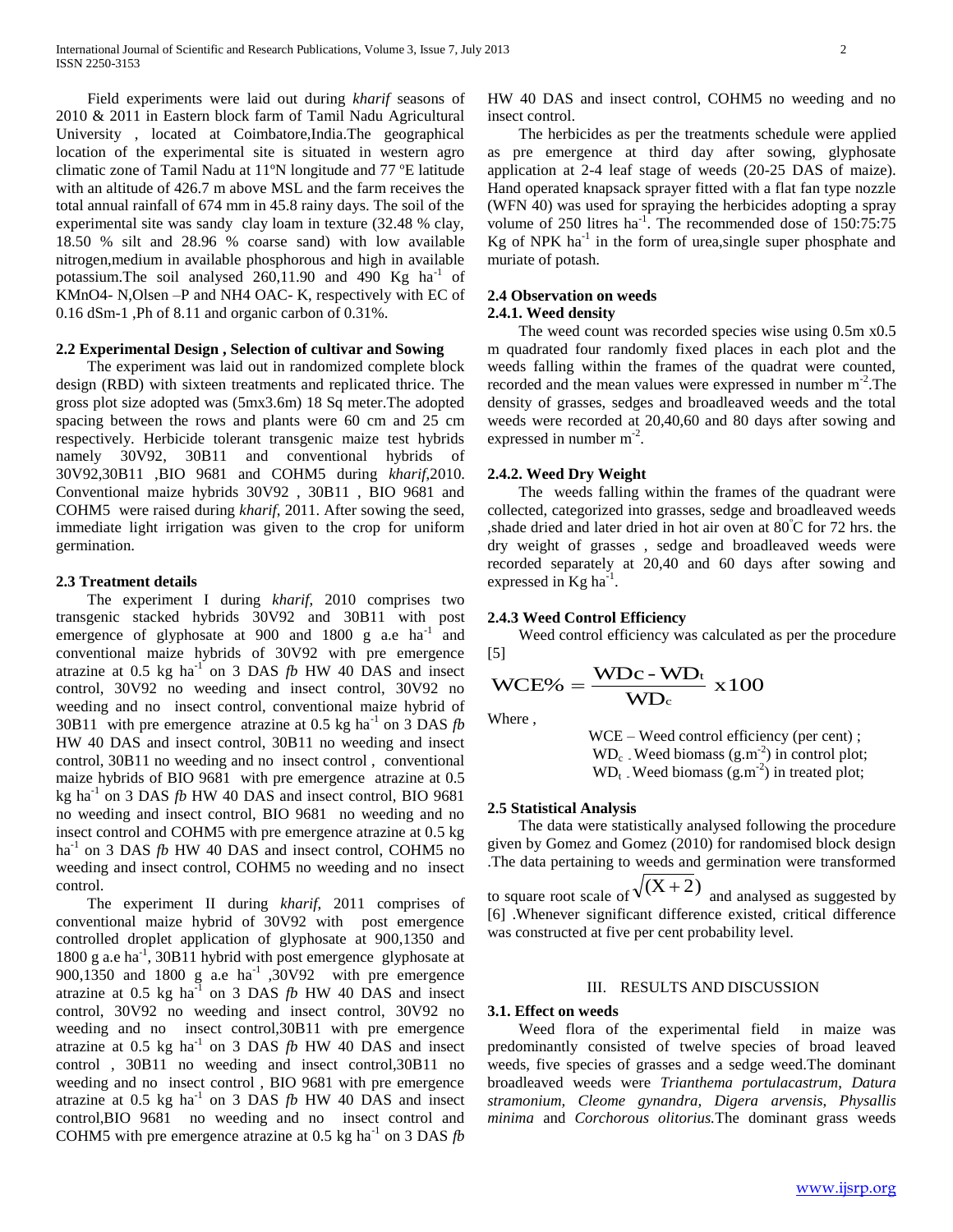Field experiments were laid out during *kharif* seasons of 2010 & 2011 in Eastern block farm of Tamil Nadu Agricultural University , located at Coimbatore,India.The geographical location of the experimental site is situated in western agro climatic zone of Tamil Nadu at 11ºN longitude and 77 ºE latitude with an altitude of 426.7 m above MSL and the farm receives the total annual rainfall of 674 mm in 45.8 rainy days. The soil of the experimental site was sandy clay loam in texture (32.48 % clay, 18.50 % silt and 28.96 % coarse sand) with low available nitrogen,medium in available phosphorous and high in available potassium.The soil analysed 260,11.90 and 490 Kg ha$^{-1}$ of KMnO4- N,Olsen –P and NH4 OAC- K, respectively with EC of 0.16 dSm-1 ,Ph of 8.11 and organic carbon of 0.31%.

### 2.2 Experimental Design , Selection of cultivar and Sowing

The experiment was laid out in randomized complete block design (RBD) with sixteen treatments and replicated thrice. The gross plot size adopted was (5mx3.6m) 18 Sq meter.The adopted spacing between the rows and plants were 60 cm and 25 cm respectively. Herbicide tolerant transgenic maize test hybrids namely 30V92, 30B11 and conventional hybrids of 30V92,30B11 ,BIO 9681 and COHM5 during *kharif*,2010. Conventional maize hybrids 30V92 , 30B11 , BIO 9681 and COHM5 were raised during *kharif*, 2011. After sowing the seed, immediate light irrigation was given to the crop for uniform germination.

### 2.3 Treatment details

The experiment I during *kharif*, 2010 comprises two transgenic stacked hybrids 30V92 and 30B11 with post emergence of glyphosate at 900 and 1800 g a.e ha$^{-1}$ and conventional maize hybrids of 30V92 with pre emergence atrazine at 0.5 kg ha$^{-1}$ on 3 DAS *fb* HW 40 DAS and insect control, 30V92 no weeding and insect control, 30V92 no weeding and no insect control, conventional maize hybrid of 30B11 with pre emergence atrazine at 0.5 kg ha$^{-1}$ on 3 DAS *fb* HW 40 DAS and insect control, 30B11 no weeding and insect control, 30B11 no weeding and no insect control , conventional maize hybrids of BIO 9681 with pre emergence atrazine at 0.5 kg ha$^{-1}$ on 3 DAS *fb* HW 40 DAS and insect control, BIO 9681 no weeding and insect control, BIO 9681 no weeding and no insect control and COHM5 with pre emergence atrazine at 0.5 kg ha$^{-1}$ on 3 DAS *fb* HW 40 DAS and insect control, COHM5 no weeding and insect control, COHM5 no weeding and no insect control.

The experiment II during *kharif*, 2011 comprises of conventional maize hybrid of 30V92 with post emergence controlled droplet application of glyphosate at 900,1350 and 1800 g a.e ha$^{-1}$, 30B11 hybrid with post emergence glyphosate at 900,1350 and 1800 g a.e ha$^{-1}$ ,30V92 with pre emergence atrazine at 0.5 kg ha$^{-1}$ on 3 DAS *fb* HW 40 DAS and insect control, 30V92 no weeding and insect control, 30V92 no weeding and no insect control,30B11 with pre emergence atrazine at 0.5 kg ha$^{-1}$ on 3 DAS *fb* HW 40 DAS and insect control , 30B11 no weeding and insect control,30B11 no weeding and no insect control , BIO 9681 with pre emergence atrazine at 0.5 kg ha$^{-1}$ on 3 DAS *fb* HW 40 DAS and insect control,BIO 9681 no weeding and no insect control and COHM5 with pre emergence atrazine at 0.5 kg ha$^{-1}$ on 3 DAS *fb* HW 40 DAS and insect control, COHM5 no weeding and no insect control.

The herbicides as per the treatments schedule were applied as pre emergence at third day after sowing, glyphosate application at 2-4 leaf stage of weeds (20-25 DAS of maize). Hand operated knapsack sprayer fitted with a flat fan type nozzle (WFN 40) was used for spraying the herbicides adopting a spray volume of 250 litres ha$^{-1}$. The recommended dose of 150:75:75 Kg of NPK ha$^{-1}$ in the form of urea,single super phosphate and muriate of potash.

### 2.4 Observation on weeds

#### 2.4.1. Weed density

The weed count was recorded species wise using 0.5m x0.5 m quadrated four randomly fixed places in each plot and the weeds falling within the frames of the quadrat were counted, recorded and the mean values were expressed in number m$^{-2}$.The density of grasses, sedges and broadleaved weeds and the total weeds were recorded at 20,40,60 and 80 days after sowing and expressed in number m$^{-2}$.

#### 2.4.2. Weed Dry Weight

The weeds falling within the frames of the quadrant were collected, categorized into grasses, sedge and broadleaved weeds ,shade dried and later dried in hot air oven at 80°C for 72 hrs. the dry weight of grasses , sedge and broadleaved weeds were recorded separately at 20,40 and 60 days after sowing and expressed in Kg ha$^{-1}$.

#### 2.4.3 Weed Control Efficiency

Weed control efficiency was calculated as per the procedure [5]

$$WCE\% = \frac{WD_c - WD_t}{WD_c} \times 100$$

Where ,

WCE – Weed control efficiency (per cent) ;
$WD_c$ - Weed biomass (g.m$^{-2}$) in control plot;
$WD_t$ - Weed biomass (g.m$^{-2}$) in treated plot;

### 2.5 Statistical Analysis

The data were statistically analysed following the procedure given by Gomez and Gomez (2010) for randomised block design .The data pertaining to weeds and germination were transformed to square root scale of $\sqrt{(X+2)}$ and analysed as suggested by [6] .Whenever significant difference existed, critical difference was constructed at five per cent probability level.

## III. RESULTS AND DISCUSSION

### 3.1. Effect on weeds

Weed flora of the experimental field in maize was predominantly consisted of twelve species of broad leaved weeds, five species of grasses and a sedge weed.The dominant broadleaved weeds were *Trianthema portulacastrum*, *Datura stramonium, Cleome gynandra*, *Digera arvensis*, *Physallis minima* and *Corchorous olitorius.*The dominant grass weeds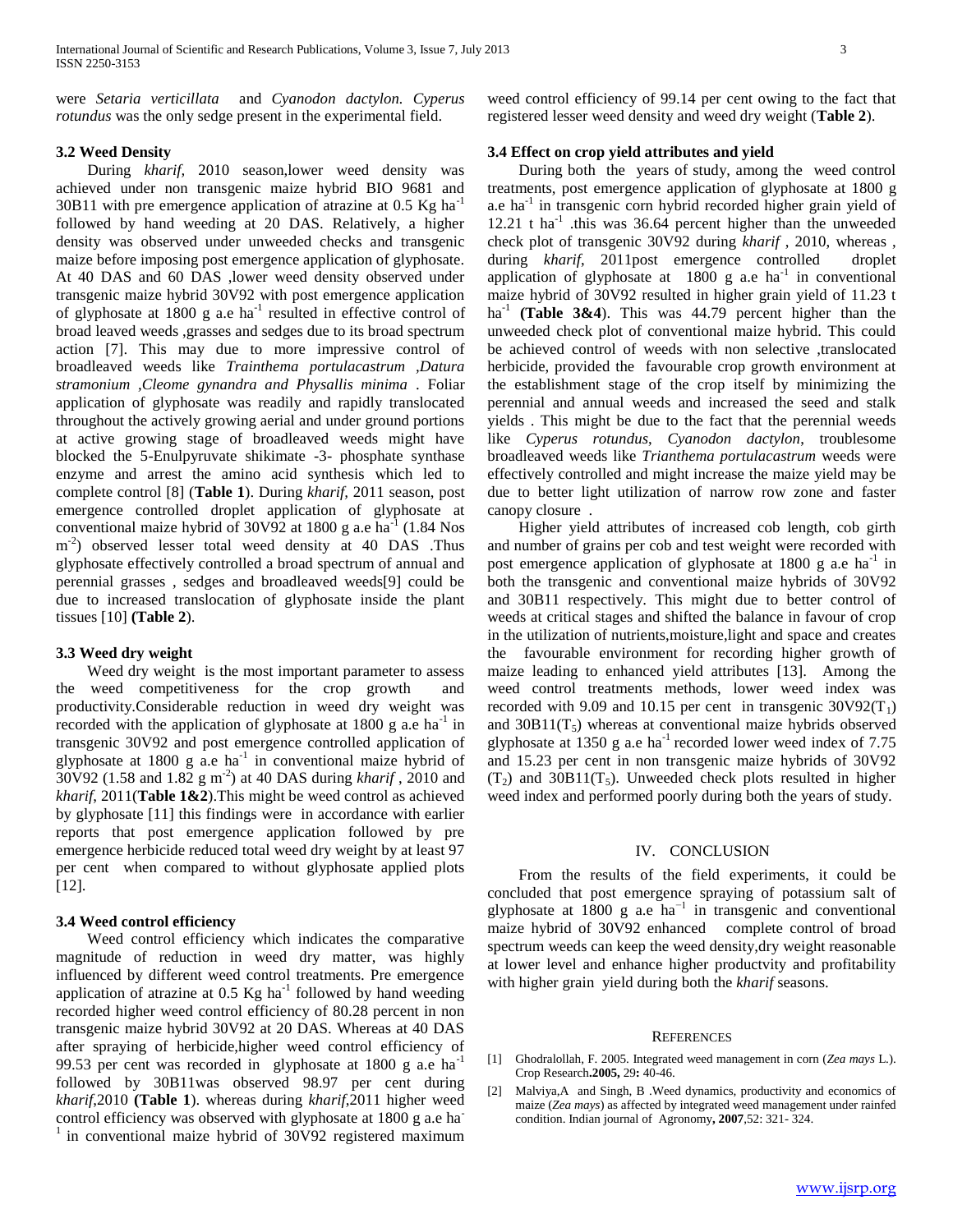were *Setaria verticillata* and *Cyanodon dactylon. Cyperus rotundus* was the only sedge present in the experimental field.

### 3.2 Weed Density

During *kharif,* 2010 season,lower weed density was achieved under non transgenic maize hybrid BIO 9681 and 30B11 with pre emergence application of atrazine at 0.5 Kg $ha^{-1}$ followed by hand weeding at 20 DAS. Relatively, a higher density was observed under unweeded checks and transgenic maize before imposing post emergence application of glyphosate. At 40 DAS and 60 DAS ,lower weed density observed under transgenic maize hybrid 30V92 with post emergence application of glyphosate at 1800 g a.e $ha^{-1}$ resulted in effective control of broad leaved weeds ,grasses and sedges due to its broad spectrum action [7]. This may due to more impressive control of broadleaved weeds like *Trainthema portulacastrum ,Datura stramonium ,Cleome gynandra and Physallis minima* . Foliar application of glyphosate was readily and rapidly translocated throughout the actively growing aerial and under ground portions at active growing stage of broadleaved weeds might have blocked the 5-Enulpyruvate shikimate -3- phosphate synthase enzyme and arrest the amino acid synthesis which led to complete control [8] (**Table 1**). During *kharif,* 2011 season, post emergence controlled droplet application of glyphosate at conventional maize hybrid of 30V92 at 1800 g a.e $ha^{-1}$ (1.84 Nos $m^{-2}$) observed lesser total weed density at 40 DAS .Thus glyphosate effectively controlled a broad spectrum of annual and perennial grasses , sedges and broadleaved weeds[9] could be due to increased translocation of glyphosate inside the plant tissues [10] **(Table 2**).

### 3.3 Weed dry weight

Weed dry weight is the most important parameter to assess the weed competitiveness for the crop growth and productivity.Considerable reduction in weed dry weight was recorded with the application of glyphosate at 1800 g a.e $ha^{-1}$ in transgenic 30V92 and post emergence controlled application of glyphosate at 1800 g a.e $ha^{-1}$ in conventional maize hybrid of 30V92 (1.58 and 1.82 g $m^{-2}$) at 40 DAS during *kharif* , 2010 and *kharif*, 2011(**Table 1&2**).This might be weed control as achieved by glyphosate [11] this findings were in accordance with earlier reports that post emergence application followed by pre emergence herbicide reduced total weed dry weight by at least 97 per cent when compared to without glyphosate applied plots [12].

### 3.4 Weed control efficiency

Weed control efficiency which indicates the comparative magnitude of reduction in weed dry matter, was highly influenced by different weed control treatments. Pre emergence application of atrazine at 0.5 Kg $ha^{-1}$ followed by hand weeding recorded higher weed control efficiency of 80.28 percent in non transgenic maize hybrid 30V92 at 20 DAS. Whereas at 40 DAS after spraying of herbicide,higher weed control efficiency of 99.53 per cent was recorded in glyphosate at 1800 g a.e $ha^{-1}$ followed by 30B11was observed 98.97 per cent during *kharif*,2010 **(Table 1**). whereas during *kharif*,2011 higher weed control efficiency was observed with glyphosate at 1800 g a.e $ha^{-1}$ in conventional maize hybrid of 30V92 registered maximum weed control efficiency of 99.14 per cent owing to the fact that registered lesser weed density and weed dry weight (**Table 2**).

### 3.4 Effect on crop yield attributes and yield

During both the years of study, among the weed control treatments, post emergence application of glyphosate at 1800 g a.e $ha^{-1}$ in transgenic corn hybrid recorded higher grain yield of 12.21 t $ha^{-1}$ .this was 36.64 percent higher than the unweeded check plot of transgenic 30V92 during *kharif* , 2010, whereas , during *kharif*, 2011post emergence controlled droplet application of glyphosate at 1800 g a.e $ha^{-1}$ in conventional maize hybrid of 30V92 resulted in higher grain yield of 11.23 t $ha^{-1}$ **(Table 3&4**). This was 44.79 percent higher than the unweeded check plot of conventional maize hybrid. This could be achieved control of weeds with non selective ,translocated herbicide, provided the favourable crop growth environment at the establishment stage of the crop itself by minimizing the perennial and annual weeds and increased the seed and stalk yields . This might be due to the fact that the perennial weeds like *Cyperus rotundus*, *Cyanodon dactylon*, troublesome broadleaved weeds like *Trianthema portulacastrum* weeds were effectively controlled and might increase the maize yield may be due to better light utilization of narrow row zone and faster canopy closure .

Higher yield attributes of increased cob length, cob girth and number of grains per cob and test weight were recorded with post emergence application of glyphosate at 1800 g a.e $ha^{-1}$ in both the transgenic and conventional maize hybrids of 30V92 and 30B11 respectively. This might due to better control of weeds at critical stages and shifted the balance in favour of crop in the utilization of nutrients,moisture,light and space and creates the favourable environment for recording higher growth of maize leading to enhanced yield attributes [13]. Among the weed control treatments methods, lower weed index was recorded with 9.09 and 10.15 per cent in transgenic 30V92($T_1$) and 30B11($T_5$) whereas at conventional maize hybrids observed glyphosate at 1350 g a.e $ha^{-1}$ recorded lower weed index of 7.75 and 15.23 per cent in non transgenic maize hybrids of 30V92 ($T_2$) and 30B11($T_5$). Unweeded check plots resulted in higher weed index and performed poorly during both the years of study.

## IV. CONCLUSION

From the results of the field experiments, it could be concluded that post emergence spraying of potassium salt of glyphosate at 1800 g a.e $ha^{-1}$ in transgenic and conventional maize hybrid of 30V92 enhanced complete control of broad spectrum weeds can keep the weed density,dry weight reasonable at lower level and enhance higher productvity and profitability with higher grain yield during both the *kharif* seasons.

## REFERENCES

[1] Ghodralollah, F. 2005. Integrated weed management in corn (*Zea mays* L.). Crop Research**.2005,** 29**:** 40-46.

[2] Malviya,A and Singh, B .Weed dynamics, productivity and economics of maize (*Zea mays*) as affected by integrated weed management under rainfed condition. Indian journal of Agronomy**, 2007**,52: 321- 324.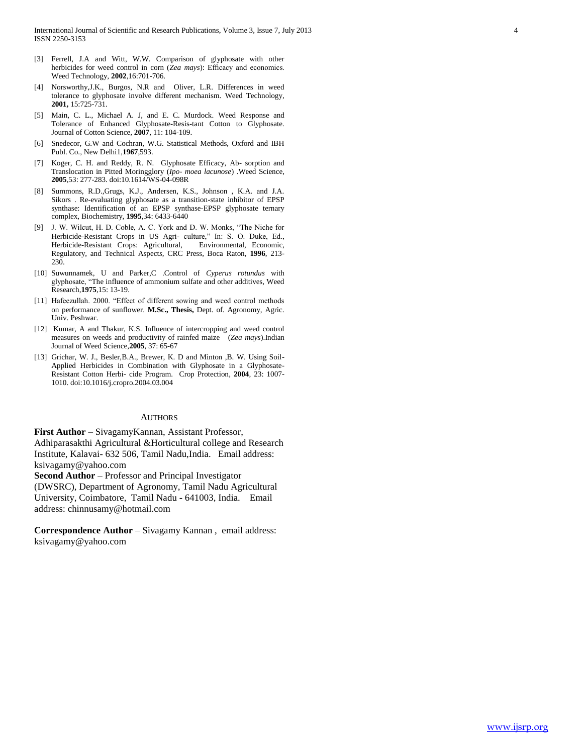[3] Ferrell, J.A and Witt, W.W. Comparison of glyphosate with other herbicides for weed control in corn (*Zea mays*): Efficacy and economics. Weed Technology, **2002**,16:701-706.

[4] Norsworthy,J.K., Burgos, N.R and Oliver, L.R. Differences in weed tolerance to glyphosate involve different mechanism. Weed Technology, **2001,** 15:725-731.

[5] Main, C. L., Michael A. J, and E. C. Murdock. Weed Response and Tolerance of Enhanced Glyphosate-Resis-tant Cotton to Glyphosate. Journal of Cotton Science, **2007**, 11: 104-109.

[6] Snedecor, G.W and Cochran, W.G. Statistical Methods, Oxford and IBH Publ. Co., New Delhi1,**1967**,593.

[7] Koger, C. H. and Reddy, R. N. Glyphosate Efficacy, Ab- sorption and Translocation in Pitted Moringglory (*Ipo- moea lacunose*) .Weed Science, **2005**,53: 277-283. doi:10.1614/WS-04-098R

[8] Summons, R.D.,Grugs, K.J., Andersen, K.S., Johnson , K.A. and J.A. Sikors . Re-evaluating glyphosate as a transition-state inhibitor of EPSP synthase: Identification of an EPSP synthase-EPSP glyphosate ternary complex, Biochemistry, **1995**,34: 6433-6440

[9] J. W. Wilcut, H. D. Coble, A. C. York and D. W. Monks, "The Niche for Herbicide-Resistant Crops in US Agri- culture," In: S. O. Duke, Ed., Herbicide-Resistant Crops: Agricultural, Environmental, Economic, Regulatory, and Technical Aspects, CRC Press, Boca Raton, **1996**, 213-230.

[10] Suwunnamek, U and Parker,C .Control of *Cyperus rotundus* with glyphosate, "The influence of ammonium sulfate and other additives, Weed Research,**1975**,15: 13-19.

[11] Hafeezullah. 2000. "Effect of different sowing and weed control methods on performance of sunflower. **M.Sc., Thesis,** Dept. of. Agronomy, Agric. Univ. Peshwar.

[12] Kumar, A and Thakur, K.S. Influence of intercropping and weed control measures on weeds and productivity of rainfed maize (*Zea mays*).Indian Journal of Weed Science,**2005**, 37: 65-67

[13] Grichar, W. J., Besler,B.A., Brewer, K. D and Minton ,B. W. Using Soil-Applied Herbicides in Combination with Glyphosate in a Glyphosate-Resistant Cotton Herbi- cide Program. Crop Protection, **2004**, 23: 1007-1010. doi:10.1016/j.cropro.2004.03.004

## AUTHORS

**First Author** – SivagamyKannan, Assistant Professor, Adhiparasakthi Agricultural &Horticultural college and Research Institute, Kalavai- 632 506, Tamil Nadu,India. Email address: ksivagamy@yahoo.com

**Second Author** – Professor and Principal Investigator (DWSRC), Department of Agronomy, Tamil Nadu Agricultural University, Coimbatore, Tamil Nadu - 641003, India. Email address: chinnusamy@hotmail.com

**Correspondence Author** – Sivagamy Kannan , email address: ksivagamy@yahoo.com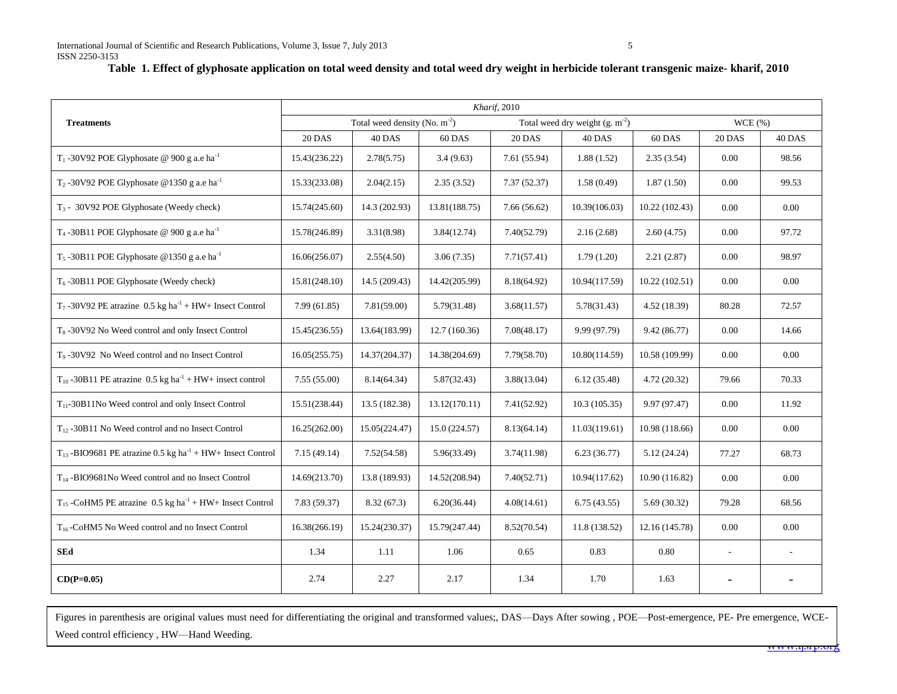**Table 1. Effect of glyphosate application on total weed density and total weed dry weight in herbicide tolerant transgenic maize- kharif, 2010**

| Treatments | *Kharif*, 2010 | | | | | | | |
|---|---|---|---|---|---|---|---|---|
| | Total weed density (No. $m^{-2}$) | | | Total weed dry weight (g. $m^{-2}$) | | | WCE (%) | |
| | 20 DAS | 40 DAS | 60 DAS | 20 DAS | 40 DAS | 60 DAS | 20 DAS | 40 DAS |
| $T_1$ -30V92 POE Glyphosate @ 900 g a.e $ha^{-1}$ | 15.43(236.22) | 2.78(5.75) | 3.4 (9.63) | 7.61 (55.94) | 1.88 (1.52) | 2.35 (3.54) | 0.00 | 98.56 |
| $T_2$ -30V92 POE Glyphosate @1350 g a.e $ha^{-1}$ | 15.33(233.08) | 2.04(2.15) | 2.35 (3.52) | 7.37 (52.37) | 1.58 (0.49) | 1.87 (1.50) | 0.00 | 99.53 |
| $T_3$ - 30V92 POE Glyphosate (Weedy check) | 15.74(245.60) | 14.3 (202.93) | 13.81(188.75) | 7.66 (56.62) | 10.39(106.03) | 10.22 (102.43) | 0.00 | 0.00 |
| $T_4$ -30B11 POE Glyphosate @ 900 g a.e $ha^{-1}$ | 15.78(246.89) | 3.31(8.98) | 3.84(12.74) | 7.40(52.79) | 2.16 (2.68) | 2.60 (4.75) | 0.00 | 97.72 |
| $T_5$ -30B11 POE Glyphosate @1350 g a.e $ha^{-1}$ | 16.06(256.07) | 2.55(4.50) | 3.06 (7.35) | 7.71(57.41) | 1.79 (1.20) | 2.21 (2.87) | 0.00 | 98.97 |
| $T_6$ -30B11 POE Glyphosate (Weedy check) | 15.81(248.10) | 14.5 (209.43) | 14.42(205.99) | 8.18(64.92) | 10.94(117.59) | 10.22 (102.51) | 0.00 | 0.00 |
| $T_7$ -30V92 PE atrazine 0.5 kg $ha^{-1}$ + HW+ Insect Control | 7.99 (61.85) | 7.81(59.00) | 5.79(31.48) | 3.68(11.57) | 5.78(31.43) | 4.52 (18.39) | 80.28 | 72.57 |
| $T_8$ -30V92 No Weed control and only Insect Control | 15.45(236.55) | 13.64(183.99) | 12.7 (160.36) | 7.08(48.17) | 9.99 (97.79) | 9.42 (86.77) | 0.00 | 14.66 |
| $T_9$ -30V92 No Weed control and no Insect Control | 16.05(255.75) | 14.37(204.37) | 14.38(204.69) | 7.79(58.70) | 10.80(114.59) | 10.58 (109.99) | 0.00 | 0.00 |
| $T_{10}$ -30B11 PE atrazine 0.5 kg $ha^{-1}$ + HW+ insect control | 7.55 (55.00) | 8.14(64.34) | 5.87(32.43) | 3.88(13.04) | 6.12 (35.48) | 4.72 (20.32) | 79.66 | 70.33 |
| $T_{11}$-30B11No Weed control and only Insect Control | 15.51(238.44) | 13.5 (182.38) | 13.12(170.11) | 7.41(52.92) | 10.3 (105.35) | 9.97 (97.47) | 0.00 | 11.92 |
| $T_{12}$ -30B11 No Weed control and no Insect Control | 16.25(262.00) | 15.05(224.47) | 15.0 (224.57) | 8.13(64.14) | 11.03(119.61) | 10.98 (118.66) | 0.00 | 0.00 |
| $T_{13}$ -BIO9681 PE atrazine 0.5 kg $ha^{-1}$ + HW+ Insect Control | 7.15 (49.14) | 7.52(54.58) | 5.96(33.49) | 3.74(11.98) | 6.23 (36.77) | 5.12 (24.24) | 77.27 | 68.73 |
| $T_{14}$ -BIO9681No Weed control and no Insect Control | 14.69(213.70) | 13.8 (189.93) | 14.52(208.94) | 7.40(52.71) | 10.94(117.62) | 10.90 (116.82) | 0.00 | 0.00 |
| $T_{15}$ -CoHM5 PE atrazine 0.5 kg $ha^{-1}$ + HW+ Insect Control | 7.83 (59.37) | 8.32 (67.3) | 6.20(36.44) | 4.08(14.61) | 6.75 (43.55) | 5.69 (30.32) | 79.28 | 68.56 |
| $T_{16}$ -CoHM5 No Weed control and no Insect Control | 16.38(266.19) | 15.24(230.37) | 15.79(247.44) | 8.52(70.54) | 11.8 (138.52) | 12.16 (145.78) | 0.00 | 0.00 |
| **SEd** | 1.34 | 1.11 | 1.06 | 0.65 | 0.83 | 0.80 | - | - |
| **CD(P=0.05)** | 2.74 | 2.27 | 2.17 | 1.34 | 1.70 | 1.63 | - | - |

Figures in parenthesis are original values must need for differentiating the original and transformed values;, DAS—Days After sowing , POE—Post-emergence, PE- Pre emergence, WCE- Weed control efficiency , HW—Hand Weeding.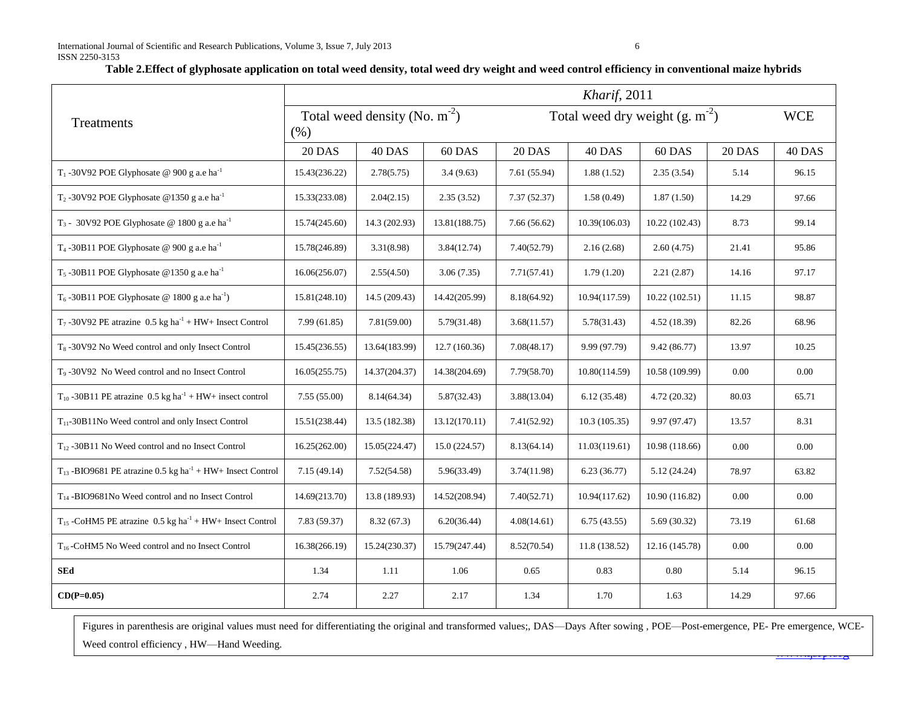**Table 2.Effect of glyphosate application on total weed density, total weed dry weight and weed control efficiency in conventional maize hybrids**

| Treatments | *Kharif*, 2011 | | | | | | | |
|---|---|---|---|---|---|---|---|---|
| | Total weed density (No. $m^{-2}$) (%) | | | Total weed dry weight (g. $m^{-2}$) | | | WCE | |
| | 20 DAS | 40 DAS | 60 DAS | 20 DAS | 40 DAS | 60 DAS | 20 DAS | 40 DAS |
| $T_1$ -30V92 POE Glyphosate @ 900 g a.e $ha^{-1}$ | 15.43(236.22) | 2.78(5.75) | 3.4 (9.63) | 7.61 (55.94) | 1.88 (1.52) | 2.35 (3.54) | 5.14 | 96.15 |
| $T_2$ -30V92 POE Glyphosate @1350 g a.e $ha^{-1}$ | 15.33(233.08) | 2.04(2.15) | 2.35 (3.52) | 7.37 (52.37) | 1.58 (0.49) | 1.87 (1.50) | 14.29 | 97.66 |
| $T_3$ - 30V92 POE Glyphosate @ 1800 g a.e $ha^{-1}$ | 15.74(245.60) | 14.3 (202.93) | 13.81(188.75) | 7.66 (56.62) | 10.39(106.03) | 10.22 (102.43) | 8.73 | 99.14 |
| $T_4$ -30B11 POE Glyphosate @ 900 g a.e $ha^{-1}$ | 15.78(246.89) | 3.31(8.98) | 3.84(12.74) | 7.40(52.79) | 2.16 (2.68) | 2.60 (4.75) | 21.41 | 95.86 |
| $T_5$ -30B11 POE Glyphosate @1350 g a.e $ha^{-1}$ | 16.06(256.07) | 2.55(4.50) | 3.06 (7.35) | 7.71(57.41) | 1.79 (1.20) | 2.21 (2.87) | 14.16 | 97.17 |
| $T_6$ -30B11 POE Glyphosate @ 1800 g a.e $ha^{-1}$) | 15.81(248.10) | 14.5 (209.43) | 14.42(205.99) | 8.18(64.92) | 10.94(117.59) | 10.22 (102.51) | 11.15 | 98.87 |
| $T_7$ -30V92 PE atrazine 0.5 kg $ha^{-1}$ + HW+ Insect Control | 7.99 (61.85) | 7.81(59.00) | 5.79(31.48) | 3.68(11.57) | 5.78(31.43) | 4.52 (18.39) | 82.26 | 68.96 |
| $T_8$ -30V92 No Weed control and only Insect Control | 15.45(236.55) | 13.64(183.99) | 12.7 (160.36) | 7.08(48.17) | 9.99 (97.79) | 9.42 (86.77) | 13.97 | 10.25 |
| $T_9$ -30V92 No Weed control and no Insect Control | 16.05(255.75) | 14.37(204.37) | 14.38(204.69) | 7.79(58.70) | 10.80(114.59) | 10.58 (109.99) | 0.00 | 0.00 |
| $T_{10}$ -30B11 PE atrazine 0.5 kg $ha^{-1}$ + HW+ insect control | 7.55 (55.00) | 8.14(64.34) | 5.87(32.43) | 3.88(13.04) | 6.12 (35.48) | 4.72 (20.32) | 80.03 | 65.71 |
| $T_{11}$-30B11No Weed control and only Insect Control | 15.51(238.44) | 13.5 (182.38) | 13.12(170.11) | 7.41(52.92) | 10.3 (105.35) | 9.97 (97.47) | 13.57 | 8.31 |
| $T_{12}$ -30B11 No Weed control and no Insect Control | 16.25(262.00) | 15.05(224.47) | 15.0 (224.57) | 8.13(64.14) | 11.03(119.61) | 10.98 (118.66) | 0.00 | 0.00 |
| $T_{13}$ -BIO9681 PE atrazine 0.5 kg $ha^{-1}$ + HW+ Insect Control | 7.15 (49.14) | 7.52(54.58) | 5.96(33.49) | 3.74(11.98) | 6.23 (36.77) | 5.12 (24.24) | 78.97 | 63.82 |
| $T_{14}$ -BIO9681No Weed control and no Insect Control | 14.69(213.70) | 13.8 (189.93) | 14.52(208.94) | 7.40(52.71) | 10.94(117.62) | 10.90 (116.82) | 0.00 | 0.00 |
| $T_{15}$ -CoHM5 PE atrazine 0.5 kg $ha^{-1}$ + HW+ Insect Control | 7.83 (59.37) | 8.32 (67.3) | 6.20(36.44) | 4.08(14.61) | 6.75 (43.55) | 5.69 (30.32) | 73.19 | 61.68 |
| $T_{16}$ -CoHM5 No Weed control and no Insect Control | 16.38(266.19) | 15.24(230.37) | 15.79(247.44) | 8.52(70.54) | 11.8 (138.52) | 12.16 (145.78) | 0.00 | 0.00 |
| **SEd** | 1.34 | 1.11 | 1.06 | 0.65 | 0.83 | 0.80 | 5.14 | 96.15 |
| **CD(P=0.05)** | 2.74 | 2.27 | 2.17 | 1.34 | 1.70 | 1.63 | 14.29 | 97.66 |

Figures in parenthesis are original values must need for differentiating the original and transformed values;, DAS—Days After sowing , POE—Post-emergence, PE- Pre emergence, WCE-Weed control efficiency , HW—Hand Weeding.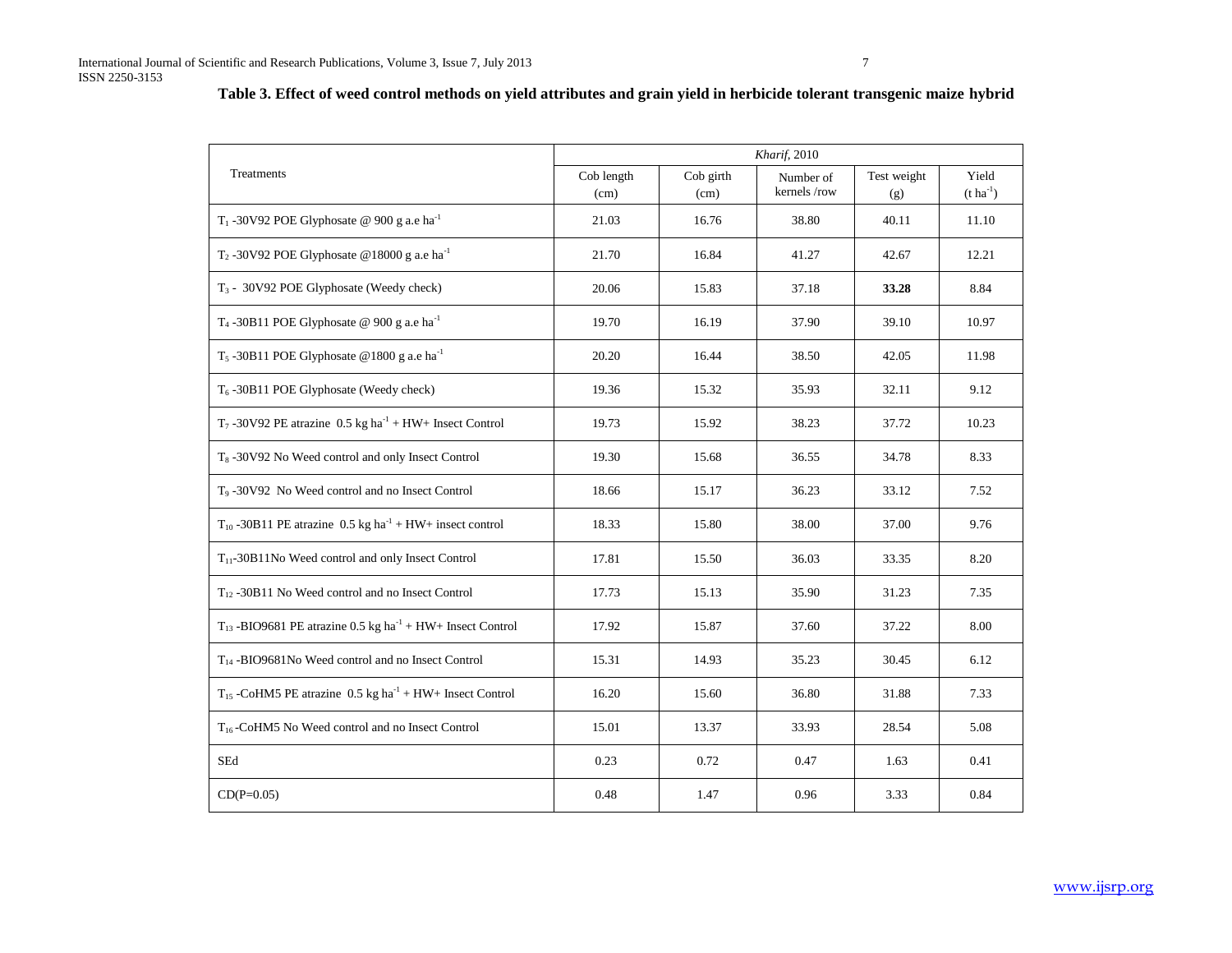**Table 3. Effect of weed control methods on yield attributes and grain yield in herbicide tolerant transgenic maize hybrid**

| Treatments | *Kharif*, 2010 | | | | |
|---|---|---|---|---|---|
| | Cob length (cm) | Cob girth (cm) | Number of kernels /row | Test weight (g) | Yield (t ha$^{-1}$) |
| $T_1$ -30V92 POE Glyphosate @ 900 g a.e ha$^{-1}$ | 21.03 | 16.76 | 38.80 | 40.11 | 11.10 |
| $T_2$ -30V92 POE Glyphosate @18000 g a.e ha$^{-1}$ | 21.70 | 16.84 | 41.27 | 42.67 | 12.21 |
| $T_3$ - 30V92 POE Glyphosate (Weedy check) | 20.06 | 15.83 | 37.18 | **33.28** | 8.84 |
| $T_4$ -30B11 POE Glyphosate @ 900 g a.e ha$^{-1}$ | 19.70 | 16.19 | 37.90 | 39.10 | 10.97 |
| $T_5$ -30B11 POE Glyphosate @1800 g a.e ha$^{-1}$ | 20.20 | 16.44 | 38.50 | 42.05 | 11.98 |
| $T_6$ -30B11 POE Glyphosate (Weedy check) | 19.36 | 15.32 | 35.93 | 32.11 | 9.12 |
| $T_7$ -30V92 PE atrazine 0.5 kg ha$^{-1}$ + HW+ Insect Control | 19.73 | 15.92 | 38.23 | 37.72 | 10.23 |
| $T_8$ -30V92 No Weed control and only Insect Control | 19.30 | 15.68 | 36.55 | 34.78 | 8.33 |
| $T_9$ -30V92 No Weed control and no Insect Control | 18.66 | 15.17 | 36.23 | 33.12 | 7.52 |
| $T_{10}$ -30B11 PE atrazine 0.5 kg ha$^{-1}$ + HW+ insect control | 18.33 | 15.80 | 38.00 | 37.00 | 9.76 |
| $T_{11}$-30B11No Weed control and only Insect Control | 17.81 | 15.50 | 36.03 | 33.35 | 8.20 |
| $T_{12}$ -30B11 No Weed control and no Insect Control | 17.73 | 15.13 | 35.90 | 31.23 | 7.35 |
| $T_{13}$ -BIO9681 PE atrazine 0.5 kg ha$^{-1}$ + HW+ Insect Control | 17.92 | 15.87 | 37.60 | 37.22 | 8.00 |
| $T_{14}$ -BIO9681No Weed control and no Insect Control | 15.31 | 14.93 | 35.23 | 30.45 | 6.12 |
| $T_{15}$ -CoHM5 PE atrazine 0.5 kg ha$^{-1}$ + HW+ Insect Control | 16.20 | 15.60 | 36.80 | 31.88 | 7.33 |
| $T_{16}$ -CoHM5 No Weed control and no Insect Control | 15.01 | 13.37 | 33.93 | 28.54 | 5.08 |
| SEd | 0.23 | 0.72 | 0.47 | 1.63 | 0.41 |
| CD(P=0.05) | 0.48 | 1.47 | 0.96 | 3.33 | 0.84 |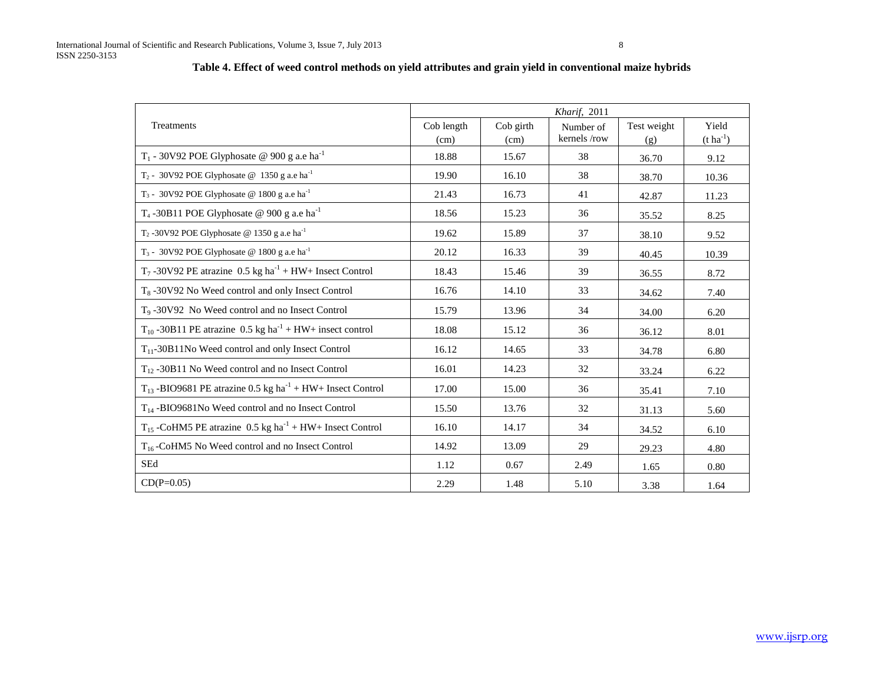**Table 4. Effect of weed control methods on yield attributes and grain yield in conventional maize hybrids**

| Treatments | *Kharif,* 2011 | | | | |
|---|---|---|---|---|---|
| | Cob length (cm) | Cob girth (cm) | Number of kernels /row | Test weight (g) | Yield (t $ha^{-1}$) |
| $T_1$ - 30V92 POE Glyphosate @ 900 g a.e $ha^{-1}$ | 18.88 | 15.67 | 38 | 36.70 | 9.12 |
| $T_2$ - 30V92 POE Glyphosate @ 1350 g a.e $ha^{-1}$ | 19.90 | 16.10 | 38 | 38.70 | 10.36 |
| $T_3$ - 30V92 POE Glyphosate @ 1800 g a.e $ha^{-1}$ | 21.43 | 16.73 | 41 | 42.87 | 11.23 |
| $T_4$ -30B11 POE Glyphosate @ 900 g a.e $ha^{-1}$ | 18.56 | 15.23 | 36 | 35.52 | 8.25 |
| $T_2$ -30V92 POE Glyphosate @ 1350 g a.e $ha^{-1}$ | 19.62 | 15.89 | 37 | 38.10 | 9.52 |
| $T_3$ - 30V92 POE Glyphosate @ 1800 g a.e $ha^{-1}$ | 20.12 | 16.33 | 39 | 40.45 | 10.39 |
| $T_7$ -30V92 PE atrazine 0.5 kg $ha^{-1}$ + HW+ Insect Control | 18.43 | 15.46 | 39 | 36.55 | 8.72 |
| $T_8$ -30V92 No Weed control and only Insect Control | 16.76 | 14.10 | 33 | 34.62 | 7.40 |
| $T_9$ -30V92 No Weed control and no Insect Control | 15.79 | 13.96 | 34 | 34.00 | 6.20 |
| $T_{10}$ -30B11 PE atrazine 0.5 kg $ha^{-1}$ + HW+ insect control | 18.08 | 15.12 | 36 | 36.12 | 8.01 |
| $T_{11}$-30B11No Weed control and only Insect Control | 16.12 | 14.65 | 33 | 34.78 | 6.80 |
| $T_{12}$ -30B11 No Weed control and no Insect Control | 16.01 | 14.23 | 32 | 33.24 | 6.22 |
| $T_{13}$ -BIO9681 PE atrazine 0.5 kg $ha^{-1}$ + HW+ Insect Control | 17.00 | 15.00 | 36 | 35.41 | 7.10 |
| $T_{14}$ -BIO9681No Weed control and no Insect Control | 15.50 | 13.76 | 32 | 31.13 | 5.60 |
| $T_{15}$ -CoHM5 PE atrazine 0.5 kg $ha^{-1}$ + HW+ Insect Control | 16.10 | 14.17 | 34 | 34.52 | 6.10 |
| $T_{16}$ -CoHM5 No Weed control and no Insect Control | 14.92 | 13.09 | 29 | 29.23 | 4.80 |
| SEd | 1.12 | 0.67 | 2.49 | 1.65 | 0.80 |
| CD(P=0.05) | 2.29 | 1.48 | 5.10 | 3.38 | 1.64 |